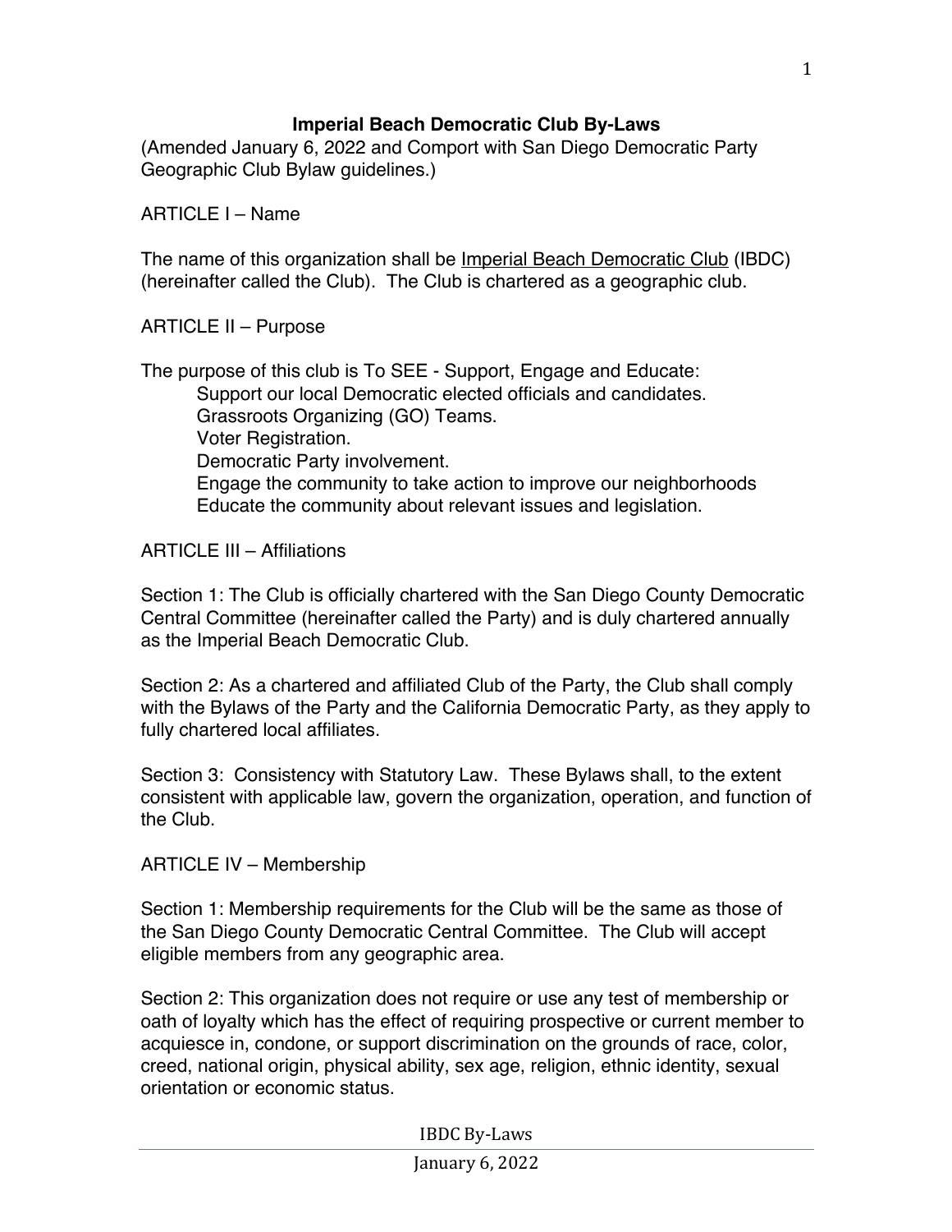# Imperial Beach Democratic Club By-Laws

(Amended January 6, 2022 and Comport with San Diego Democratic Party Geographic Club Bylaw guidelines.)

## ARTICLE I – Name

The name of this organization shall be Imperial Beach Democratic Club (IBDC) (hereinafter called the Club). The Club is chartered as a geographic club.

## ARTICLE II – Purpose

The purpose of this club is To SEE - Support, Engage and Educate:

- Support our local Democratic elected officials and candidates.
- Grassroots Organizing (GO) Teams.
- Voter Registration.
- Democratic Party involvement.
- Engage the community to take action to improve our neighborhoods
- Educate the community about relevant issues and legislation.

## ARTICLE III – Affiliations

Section 1: The Club is officially chartered with the San Diego County Democratic Central Committee (hereinafter called the Party) and is duly chartered annually as the Imperial Beach Democratic Club.

Section 2: As a chartered and affiliated Club of the Party, the Club shall comply with the Bylaws of the Party and the California Democratic Party, as they apply to fully chartered local affiliates.

Section 3: Consistency with Statutory Law. These Bylaws shall, to the extent consistent with applicable law, govern the organization, operation, and function of the Club.

## ARTICLE IV – Membership

Section 1: Membership requirements for the Club will be the same as those of the San Diego County Democratic Central Committee. The Club will accept eligible members from any geographic area.

Section 2: This organization does not require or use any test of membership or oath of loyalty which has the effect of requiring prospective or current member to acquiesce in, condone, or support discrimination on the grounds of race, color, creed, national origin, physical ability, sex age, religion, ethnic identity, sexual orientation or economic status.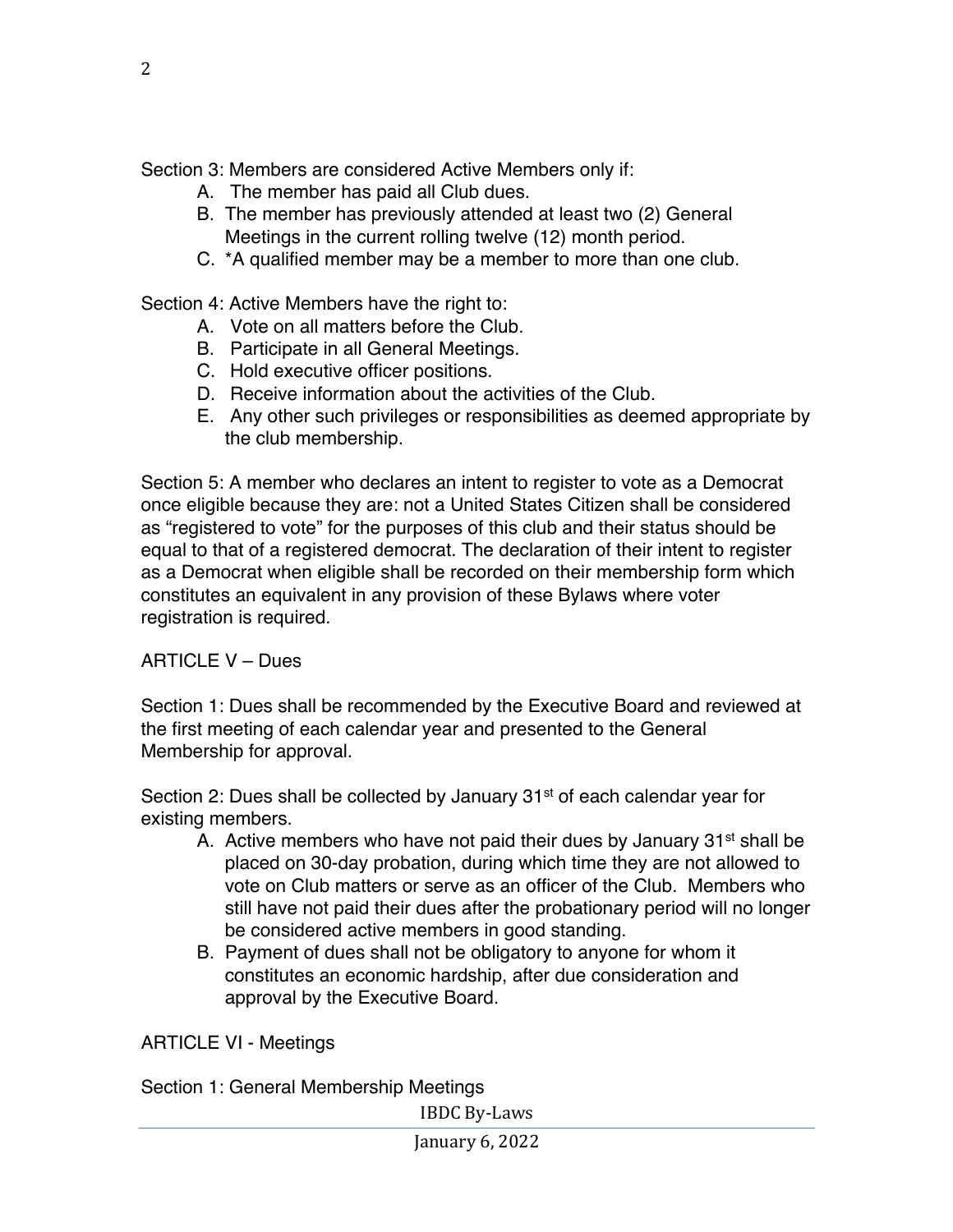Section 3: Members are considered Active Members only if:

A. The member has paid all Club dues.
B. The member has previously attended at least two (2) General Meetings in the current rolling twelve (12) month period.
C. *A qualified member may be a member to more than one club.

Section 4: Active Members have the right to:

A. Vote on all matters before the Club.
B. Participate in all General Meetings.
C. Hold executive officer positions.
D. Receive information about the activities of the Club.
E. Any other such privileges or responsibilities as deemed appropriate by the club membership.

Section 5: A member who declares an intent to register to vote as a Democrat once eligible because they are: not a United States Citizen shall be considered as "registered to vote" for the purposes of this club and their status should be equal to that of a registered democrat. The declaration of their intent to register as a Democrat when eligible shall be recorded on their membership form which constitutes an equivalent in any provision of these Bylaws where voter registration is required.

## ARTICLE V – Dues

Section 1: Dues shall be recommended by the Executive Board and reviewed at the first meeting of each calendar year and presented to the General Membership for approval.

Section 2: Dues shall be collected by January 31st of each calendar year for existing members.

A. Active members who have not paid their dues by January 31st shall be placed on 30-day probation, during which time they are not allowed to vote on Club matters or serve as an officer of the Club. Members who still have not paid their dues after the probationary period will no longer be considered active members in good standing.
B. Payment of dues shall not be obligatory to anyone for whom it constitutes an economic hardship, after due consideration and approval by the Executive Board.

## ARTICLE VI - Meetings

Section 1: General Membership Meetings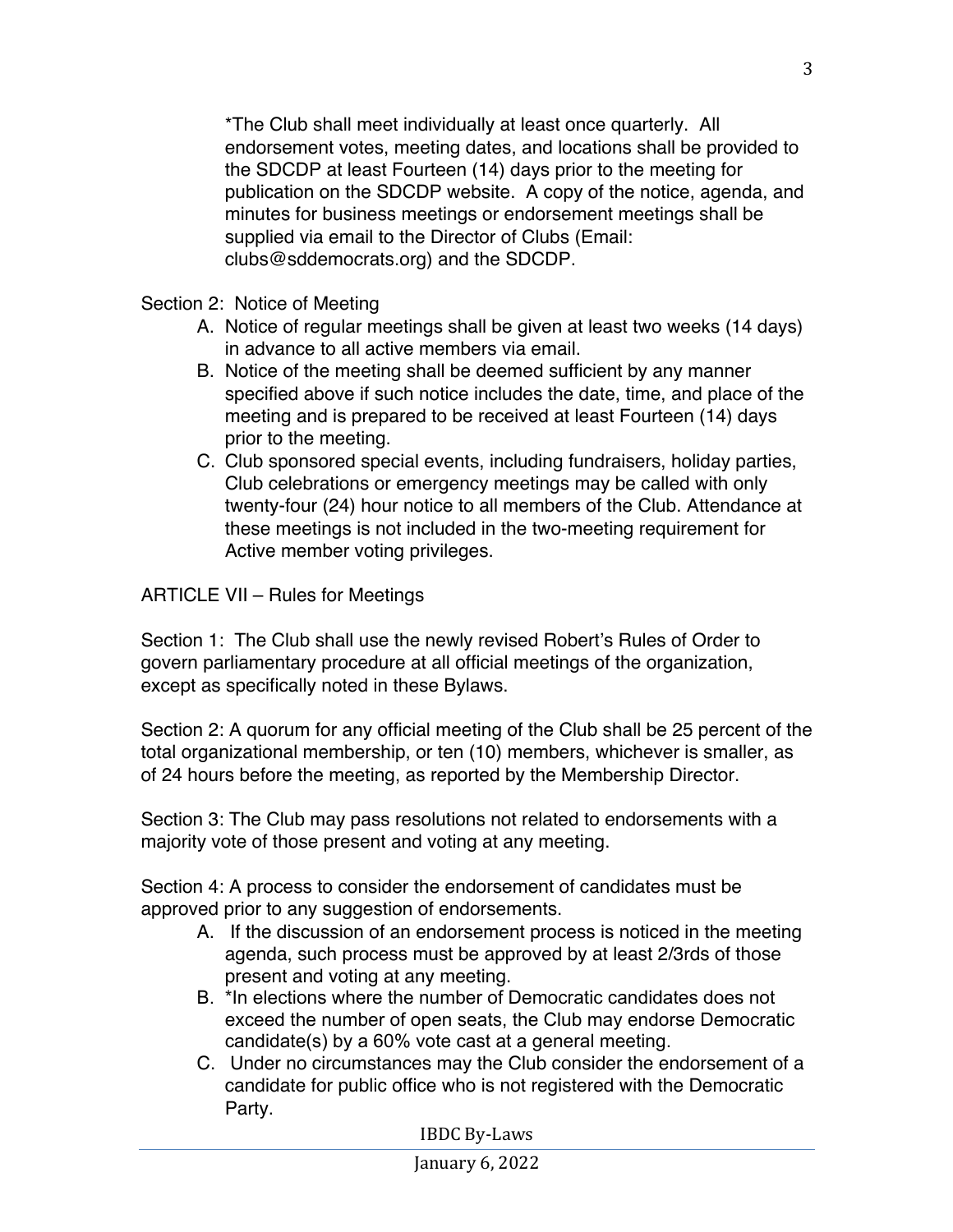*The Club shall meet individually at least once quarterly. All endorsement votes, meeting dates, and locations shall be provided to the SDCDP at least Fourteen (14) days prior to the meeting for publication on the SDCDP website. A copy of the notice, agenda, and minutes for business meetings or endorsement meetings shall be supplied via email to the Director of Clubs (Email: clubs@sddemocrats.org) and the SDCDP.

Section 2: Notice of Meeting

A. Notice of regular meetings shall be given at least two weeks (14 days) in advance to all active members via email.
B. Notice of the meeting shall be deemed sufficient by any manner specified above if such notice includes the date, time, and place of the meeting and is prepared to be received at least Fourteen (14) days prior to the meeting.
C. Club sponsored special events, including fundraisers, holiday parties, Club celebrations or emergency meetings may be called with only twenty-four (24) hour notice to all members of the Club. Attendance at these meetings is not included in the two-meeting requirement for Active member voting privileges.

ARTICLE VII – Rules for Meetings

Section 1: The Club shall use the newly revised Robert's Rules of Order to govern parliamentary procedure at all official meetings of the organization, except as specifically noted in these Bylaws.

Section 2: A quorum for any official meeting of the Club shall be 25 percent of the total organizational membership, or ten (10) members, whichever is smaller, as of 24 hours before the meeting, as reported by the Membership Director.

Section 3: The Club may pass resolutions not related to endorsements with a majority vote of those present and voting at any meeting.

Section 4: A process to consider the endorsement of candidates must be approved prior to any suggestion of endorsements.

A. If the discussion of an endorsement process is noticed in the meeting agenda, such process must be approved by at least 2/3rds of those present and voting at any meeting.
B. *In elections where the number of Democratic candidates does not exceed the number of open seats, the Club may endorse Democratic candidate(s) by a 60% vote cast at a general meeting.
C. Under no circumstances may the Club consider the endorsement of a candidate for public office who is not registered with the Democratic Party.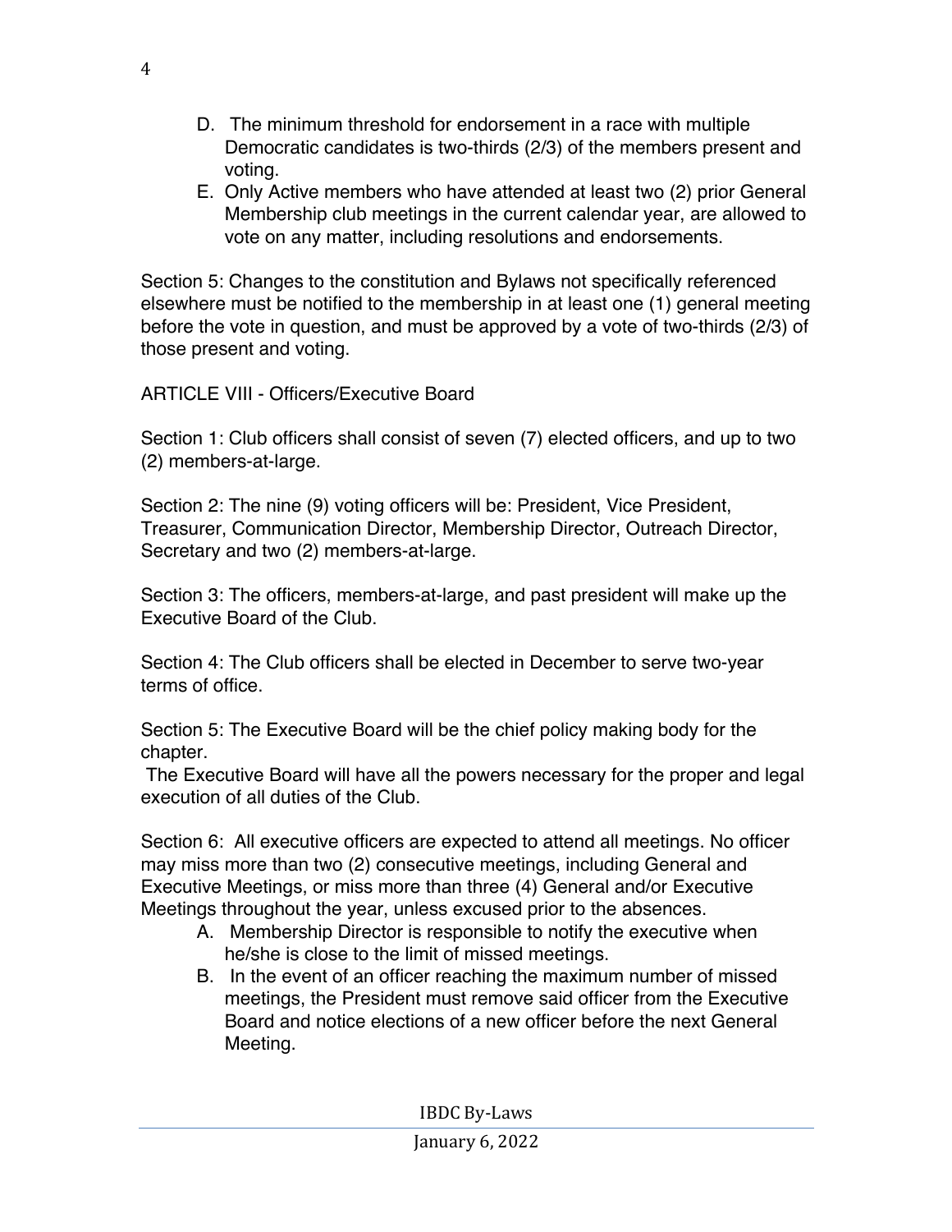D. The minimum threshold for endorsement in a race with multiple Democratic candidates is two-thirds (2/3) of the members present and voting.

E. Only Active members who have attended at least two (2) prior General Membership club meetings in the current calendar year, are allowed to vote on any matter, including resolutions and endorsements.

Section 5: Changes to the constitution and Bylaws not specifically referenced elsewhere must be notified to the membership in at least one (1) general meeting before the vote in question, and must be approved by a vote of two-thirds (2/3) of those present and voting.

## ARTICLE VIII - Officers/Executive Board

Section 1: Club officers shall consist of seven (7) elected officers, and up to two (2) members-at-large.

Section 2: The nine (9) voting officers will be: President, Vice President, Treasurer, Communication Director, Membership Director, Outreach Director, Secretary and two (2) members-at-large.

Section 3: The officers, members-at-large, and past president will make up the Executive Board of the Club.

Section 4: The Club officers shall be elected in December to serve two-year terms of office.

Section 5: The Executive Board will be the chief policy making body for the chapter.

The Executive Board will have all the powers necessary for the proper and legal execution of all duties of the Club.

Section 6: All executive officers are expected to attend all meetings. No officer may miss more than two (2) consecutive meetings, including General and Executive Meetings, or miss more than three (4) General and/or Executive Meetings throughout the year, unless excused prior to the absences.

A. Membership Director is responsible to notify the executive when he/she is close to the limit of missed meetings.

B. In the event of an officer reaching the maximum number of missed meetings, the President must remove said officer from the Executive Board and notice elections of a new officer before the next General Meeting.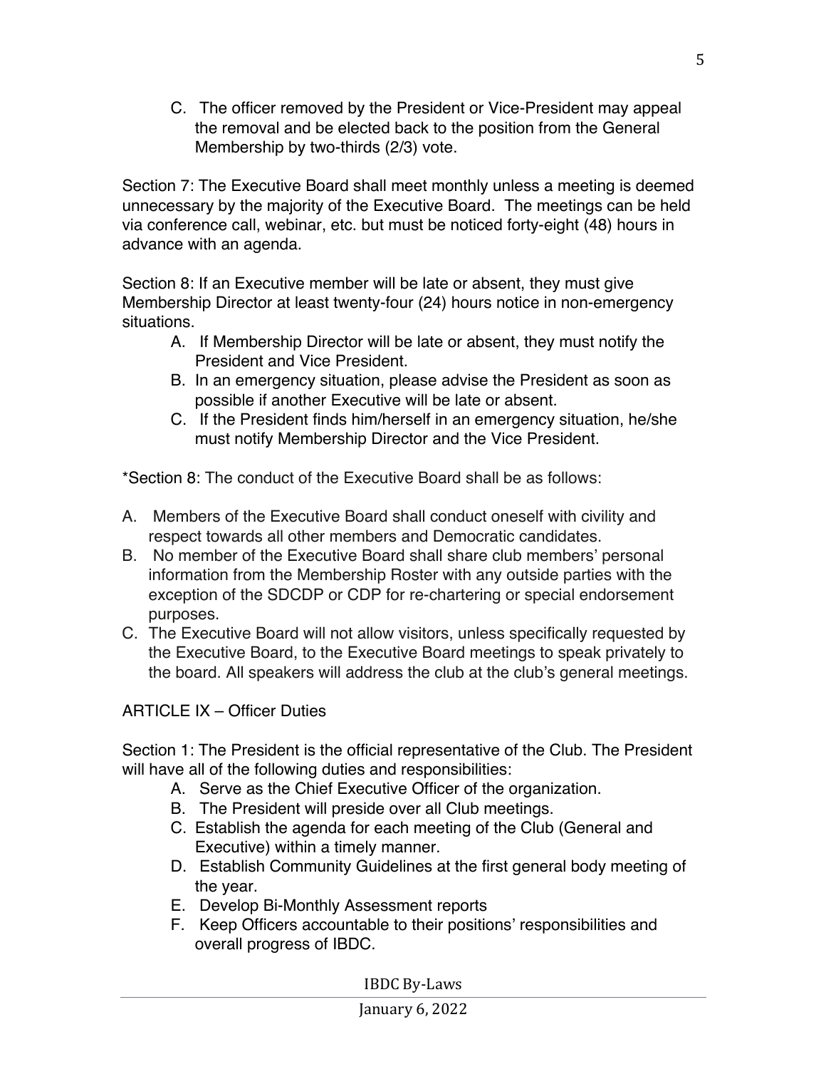C. The officer removed by the President or Vice-President may appeal the removal and be elected back to the position from the General Membership by two-thirds (2/3) vote.

Section 7: The Executive Board shall meet monthly unless a meeting is deemed unnecessary by the majority of the Executive Board. The meetings can be held via conference call, webinar, etc. but must be noticed forty-eight (48) hours in advance with an agenda.

Section 8: If an Executive member will be late or absent, they must give Membership Director at least twenty-four (24) hours notice in non-emergency situations.

A. If Membership Director will be late or absent, they must notify the President and Vice President.
B. In an emergency situation, please advise the President as soon as possible if another Executive will be late or absent.
C. If the President finds him/herself in an emergency situation, he/she must notify Membership Director and the Vice President.

*Section 8: The conduct of the Executive Board shall be as follows:

A. Members of the Executive Board shall conduct oneself with civility and respect towards all other members and Democratic candidates.
B. No member of the Executive Board shall share club members' personal information from the Membership Roster with any outside parties with the exception of the SDCDP or CDP for re-chartering or special endorsement purposes.
C. The Executive Board will not allow visitors, unless specifically requested by the Executive Board, to the Executive Board meetings to speak privately to the board. All speakers will address the club at the club's general meetings.

ARTICLE IX – Officer Duties

Section 1: The President is the official representative of the Club. The President will have all of the following duties and responsibilities:

A. Serve as the Chief Executive Officer of the organization.
B. The President will preside over all Club meetings.
C. Establish the agenda for each meeting of the Club (General and Executive) within a timely manner.
D. Establish Community Guidelines at the first general body meeting of the year.
E. Develop Bi-Monthly Assessment reports
F. Keep Officers accountable to their positions' responsibilities and overall progress of IBDC.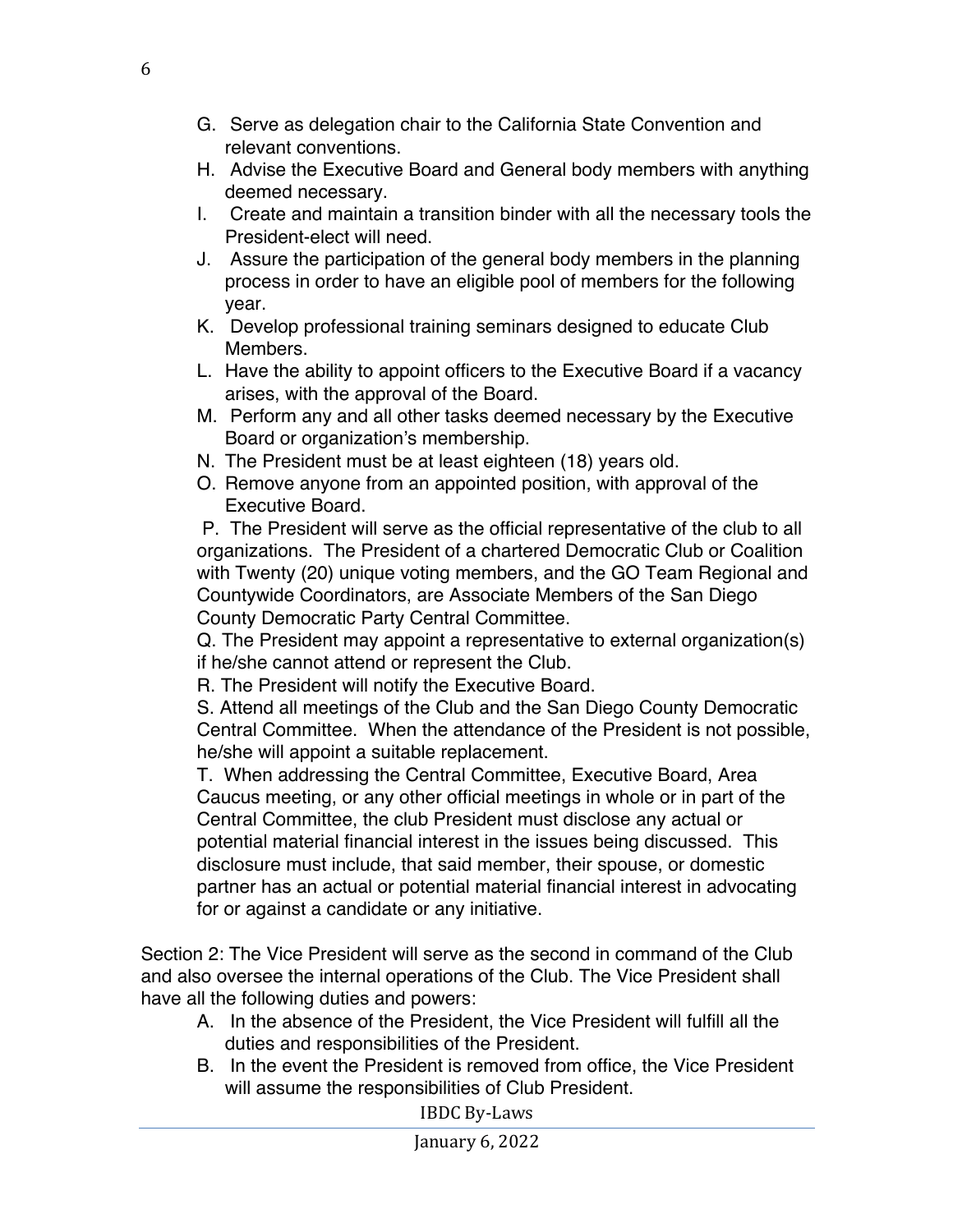G. Serve as delegation chair to the California State Convention and relevant conventions.

H. Advise the Executive Board and General body members with anything deemed necessary.

I. Create and maintain a transition binder with all the necessary tools the President-elect will need.

J. Assure the participation of the general body members in the planning process in order to have an eligible pool of members for the following year.

K. Develop professional training seminars designed to educate Club Members.

L. Have the ability to appoint officers to the Executive Board if a vacancy arises, with the approval of the Board.

M. Perform any and all other tasks deemed necessary by the Executive Board or organization's membership.

N. The President must be at least eighteen (18) years old.

O. Remove anyone from an appointed position, with approval of the Executive Board.

P. The President will serve as the official representative of the club to all organizations. The President of a chartered Democratic Club or Coalition with Twenty (20) unique voting members, and the GO Team Regional and Countywide Coordinators, are Associate Members of the San Diego County Democratic Party Central Committee.

Q. The President may appoint a representative to external organization(s) if he/she cannot attend or represent the Club.

R. The President will notify the Executive Board.

S. Attend all meetings of the Club and the San Diego County Democratic Central Committee. When the attendance of the President is not possible, he/she will appoint a suitable replacement.

T. When addressing the Central Committee, Executive Board, Area Caucus meeting, or any other official meetings in whole or in part of the Central Committee, the club President must disclose any actual or potential material financial interest in the issues being discussed. This disclosure must include, that said member, their spouse, or domestic partner has an actual or potential material financial interest in advocating for or against a candidate or any initiative.

Section 2: The Vice President will serve as the second in command of the Club and also oversee the internal operations of the Club. The Vice President shall have all the following duties and powers:

A. In the absence of the President, the Vice President will fulfill all the duties and responsibilities of the President.

B. In the event the President is removed from office, the Vice President will assume the responsibilities of Club President.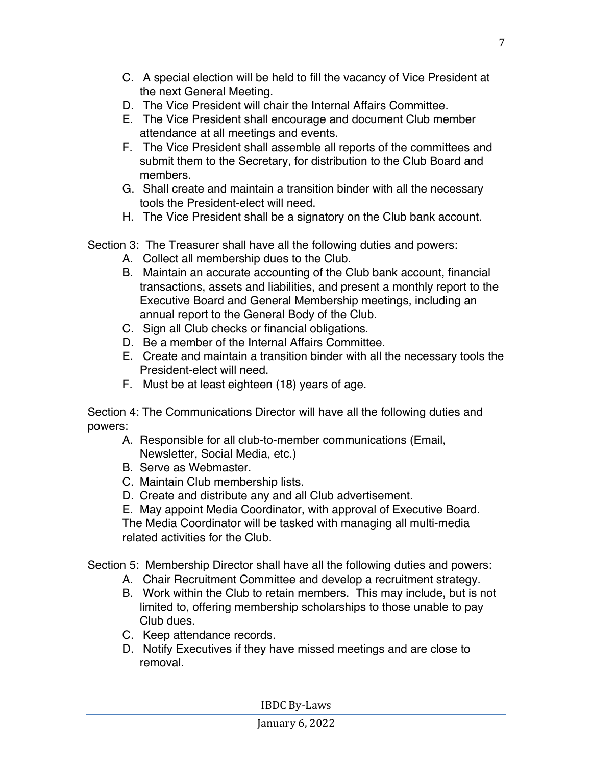C. A special election will be held to fill the vacancy of Vice President at the next General Meeting.
D. The Vice President will chair the Internal Affairs Committee.
E. The Vice President shall encourage and document Club member attendance at all meetings and events.
F. The Vice President shall assemble all reports of the committees and submit them to the Secretary, for distribution to the Club Board and members.
G. Shall create and maintain a transition binder with all the necessary tools the President-elect will need.
H. The Vice President shall be a signatory on the Club bank account.

Section 3: The Treasurer shall have all the following duties and powers:

A. Collect all membership dues to the Club.
B. Maintain an accurate accounting of the Club bank account, financial transactions, assets and liabilities, and present a monthly report to the Executive Board and General Membership meetings, including an annual report to the General Body of the Club.
C. Sign all Club checks or financial obligations.
D. Be a member of the Internal Affairs Committee.
E. Create and maintain a transition binder with all the necessary tools the President-elect will need.
F. Must be at least eighteen (18) years of age.

Section 4: The Communications Director will have all the following duties and powers:

A. Responsible for all club-to-member communications (Email, Newsletter, Social Media, etc.)
B. Serve as Webmaster.
C. Maintain Club membership lists.
D. Create and distribute any and all Club advertisement.
E. May appoint Media Coordinator, with approval of Executive Board. The Media Coordinator will be tasked with managing all multi-media related activities for the Club.

Section 5: Membership Director shall have all the following duties and powers:

A. Chair Recruitment Committee and develop a recruitment strategy.
B. Work within the Club to retain members. This may include, but is not limited to, offering membership scholarships to those unable to pay Club dues.
C. Keep attendance records.
D. Notify Executives if they have missed meetings and are close to removal.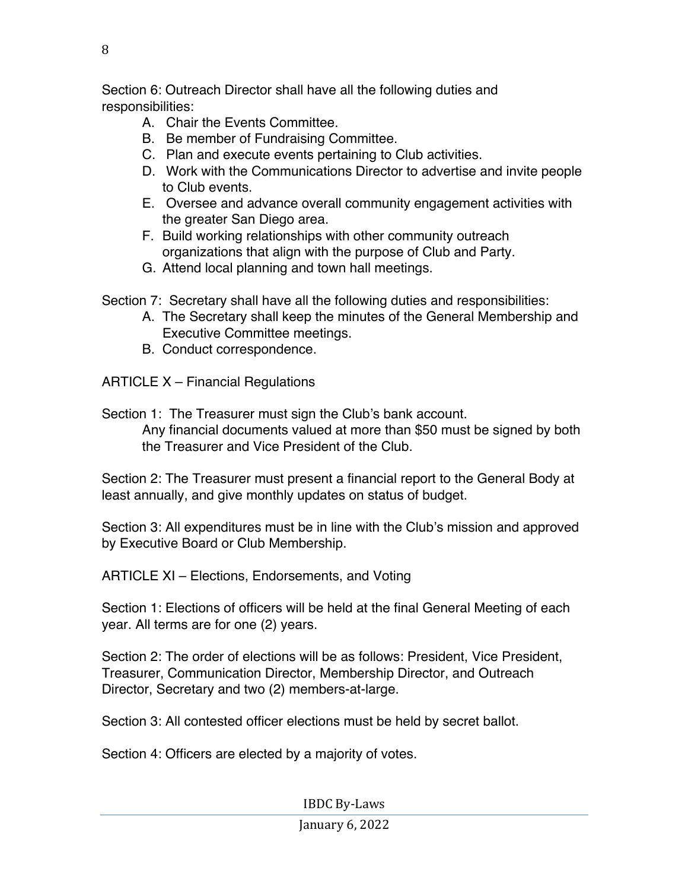Section 6: Outreach Director shall have all the following duties and responsibilities:

A. Chair the Events Committee.
B. Be member of Fundraising Committee.
C. Plan and execute events pertaining to Club activities.
D. Work with the Communications Director to advertise and invite people to Club events.
E. Oversee and advance overall community engagement activities with the greater San Diego area.
F. Build working relationships with other community outreach organizations that align with the purpose of Club and Party.
G. Attend local planning and town hall meetings.

Section 7: Secretary shall have all the following duties and responsibilities:

A. The Secretary shall keep the minutes of the General Membership and Executive Committee meetings.
B. Conduct correspondence.

## ARTICLE X – Financial Regulations

Section 1: The Treasurer must sign the Club's bank account.
Any financial documents valued at more than $50 must be signed by both the Treasurer and Vice President of the Club.

Section 2: The Treasurer must present a financial report to the General Body at least annually, and give monthly updates on status of budget.

Section 3: All expenditures must be in line with the Club's mission and approved by Executive Board or Club Membership.

## ARTICLE XI – Elections, Endorsements, and Voting

Section 1: Elections of officers will be held at the final General Meeting of each year. All terms are for one (2) years.

Section 2: The order of elections will be as follows: President, Vice President, Treasurer, Communication Director, Membership Director, and Outreach Director, Secretary and two (2) members-at-large.

Section 3: All contested officer elections must be held by secret ballot.

Section 4: Officers are elected by a majority of votes.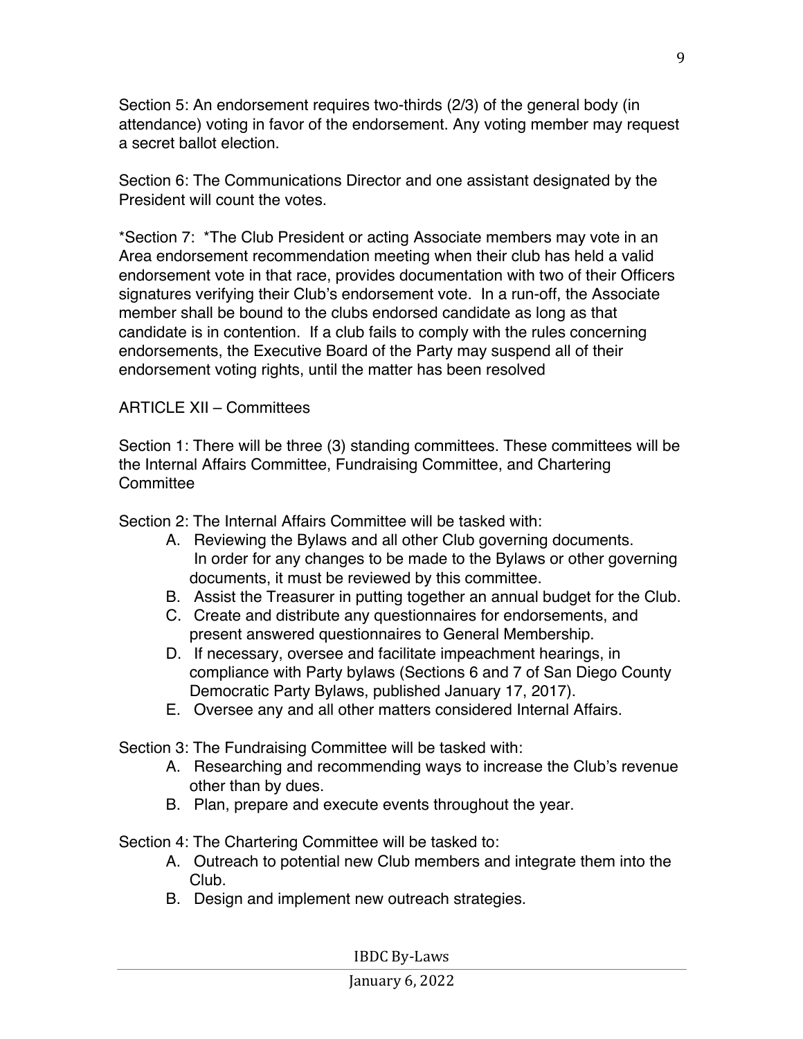Section 5: An endorsement requires two-thirds (2/3) of the general body (in attendance) voting in favor of the endorsement. Any voting member may request a secret ballot election.

Section 6: The Communications Director and one assistant designated by the President will count the votes.

*Section 7: *The Club President or acting Associate members may vote in an Area endorsement recommendation meeting when their club has held a valid endorsement vote in that race, provides documentation with two of their Officers signatures verifying their Club's endorsement vote. In a run-off, the Associate member shall be bound to the clubs endorsed candidate as long as that candidate is in contention. If a club fails to comply with the rules concerning endorsements, the Executive Board of the Party may suspend all of their endorsement voting rights, until the matter has been resolved

## ARTICLE XII – Committees

Section 1: There will be three (3) standing committees. These committees will be the Internal Affairs Committee, Fundraising Committee, and Chartering Committee

Section 2: The Internal Affairs Committee will be tasked with:

A. Reviewing the Bylaws and all other Club governing documents. In order for any changes to be made to the Bylaws or other governing documents, it must be reviewed by this committee.
B. Assist the Treasurer in putting together an annual budget for the Club.
C. Create and distribute any questionnaires for endorsements, and present answered questionnaires to General Membership.
D. If necessary, oversee and facilitate impeachment hearings, in compliance with Party bylaws (Sections 6 and 7 of San Diego County Democratic Party Bylaws, published January 17, 2017).
E. Oversee any and all other matters considered Internal Affairs.

Section 3: The Fundraising Committee will be tasked with:

A. Researching and recommending ways to increase the Club's revenue other than by dues.
B. Plan, prepare and execute events throughout the year.

Section 4: The Chartering Committee will be tasked to:

A. Outreach to potential new Club members and integrate them into the Club.
B. Design and implement new outreach strategies.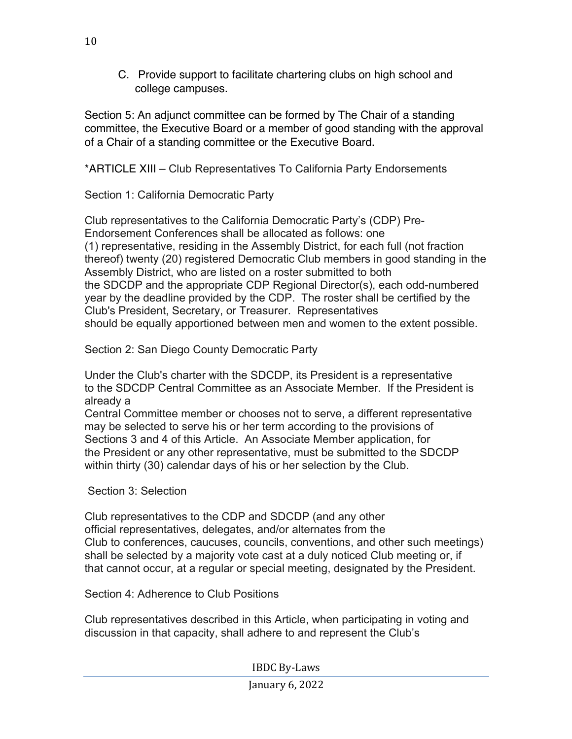C. Provide support to facilitate chartering clubs on high school and college campuses.

Section 5: An adjunct committee can be formed by The Chair of a standing committee, the Executive Board or a member of good standing with the approval of a Chair of a standing committee or the Executive Board.

*ARTICLE XIII – Club Representatives To California Party Endorsements

Section 1: California Democratic Party

Club representatives to the California Democratic Party's (CDP) Pre-Endorsement Conferences shall be allocated as follows: one (1) representative, residing in the Assembly District, for each full (not fraction thereof) twenty (20) registered Democratic Club members in good standing in the Assembly District, who are listed on a roster submitted to both the SDCDP and the appropriate CDP Regional Director(s), each odd-numbered year by the deadline provided by the CDP. The roster shall be certified by the Club's President, Secretary, or Treasurer. Representatives should be equally apportioned between men and women to the extent possible.

Section 2: San Diego County Democratic Party

Under the Club's charter with the SDCDP, its President is a representative to the SDCDP Central Committee as an Associate Member. If the President is already a Central Committee member or chooses not to serve, a different representative may be selected to serve his or her term according to the provisions of Sections 3 and 4 of this Article. An Associate Member application, for the President or any other representative, must be submitted to the SDCDP within thirty (30) calendar days of his or her selection by the Club.

Section 3: Selection

Club representatives to the CDP and SDCDP (and any other official representatives, delegates, and/or alternates from the Club to conferences, caucuses, councils, conventions, and other such meetings) shall be selected by a majority vote cast at a duly noticed Club meeting or, if that cannot occur, at a regular or special meeting, designated by the President.

Section 4: Adherence to Club Positions

Club representatives described in this Article, when participating in voting and discussion in that capacity, shall adhere to and represent the Club's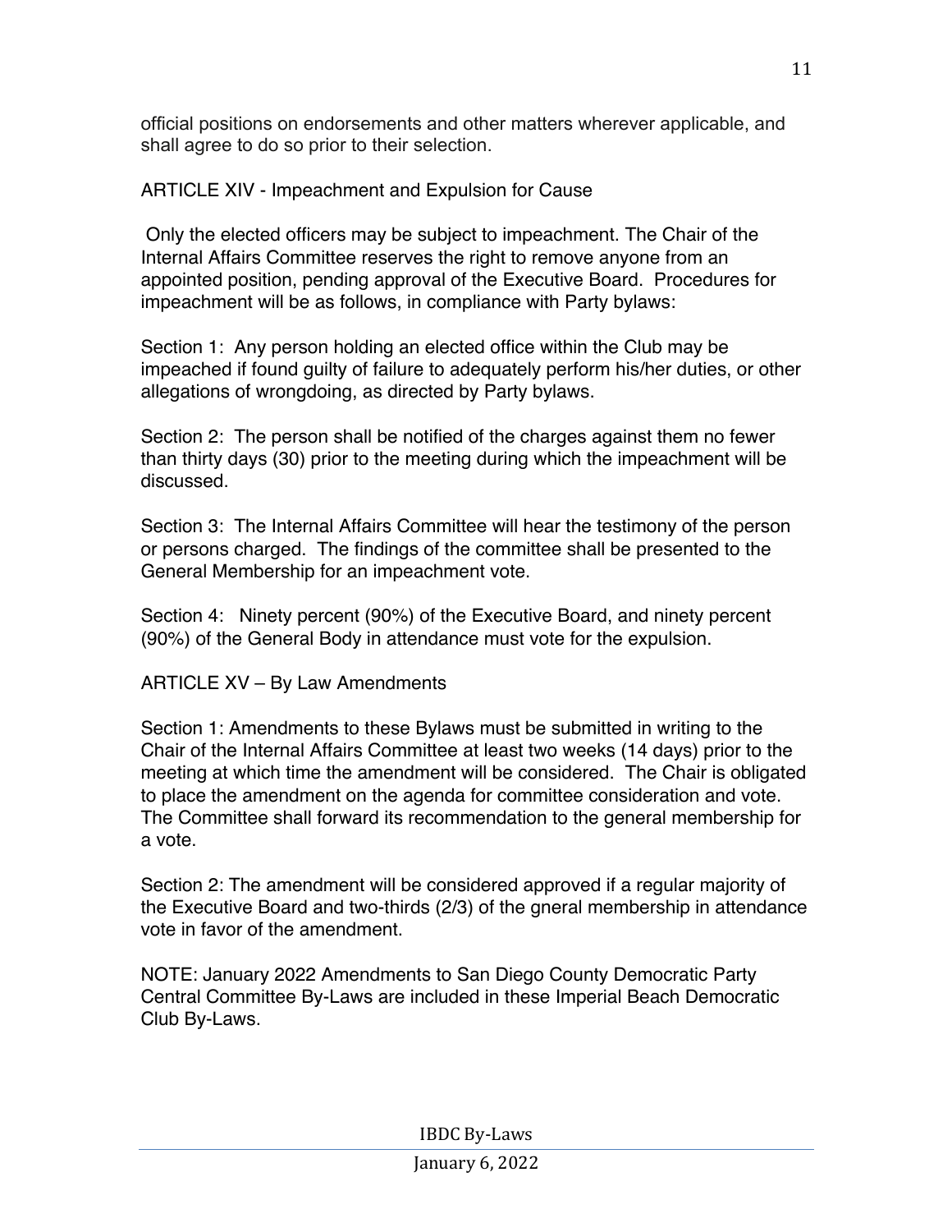official positions on endorsements and other matters wherever applicable, and shall agree to do so prior to their selection.

## ARTICLE XIV - Impeachment and Expulsion for Cause

Only the elected officers may be subject to impeachment. The Chair of the Internal Affairs Committee reserves the right to remove anyone from an appointed position, pending approval of the Executive Board. Procedures for impeachment will be as follows, in compliance with Party bylaws:

Section 1: Any person holding an elected office within the Club may be impeached if found guilty of failure to adequately perform his/her duties, or other allegations of wrongdoing, as directed by Party bylaws.

Section 2: The person shall be notified of the charges against them no fewer than thirty days (30) prior to the meeting during which the impeachment will be discussed.

Section 3: The Internal Affairs Committee will hear the testimony of the person or persons charged. The findings of the committee shall be presented to the General Membership for an impeachment vote.

Section 4: Ninety percent (90%) of the Executive Board, and ninety percent (90%) of the General Body in attendance must vote for the expulsion.

## ARTICLE XV – By Law Amendments

Section 1: Amendments to these Bylaws must be submitted in writing to the Chair of the Internal Affairs Committee at least two weeks (14 days) prior to the meeting at which time the amendment will be considered. The Chair is obligated to place the amendment on the agenda for committee consideration and vote. The Committee shall forward its recommendation to the general membership for a vote.

Section 2: The amendment will be considered approved if a regular majority of the Executive Board and two-thirds (2/3) of the gneral membership in attendance vote in favor of the amendment.

NOTE: January 2022 Amendments to San Diego County Democratic Party Central Committee By-Laws are included in these Imperial Beach Democratic Club By-Laws.